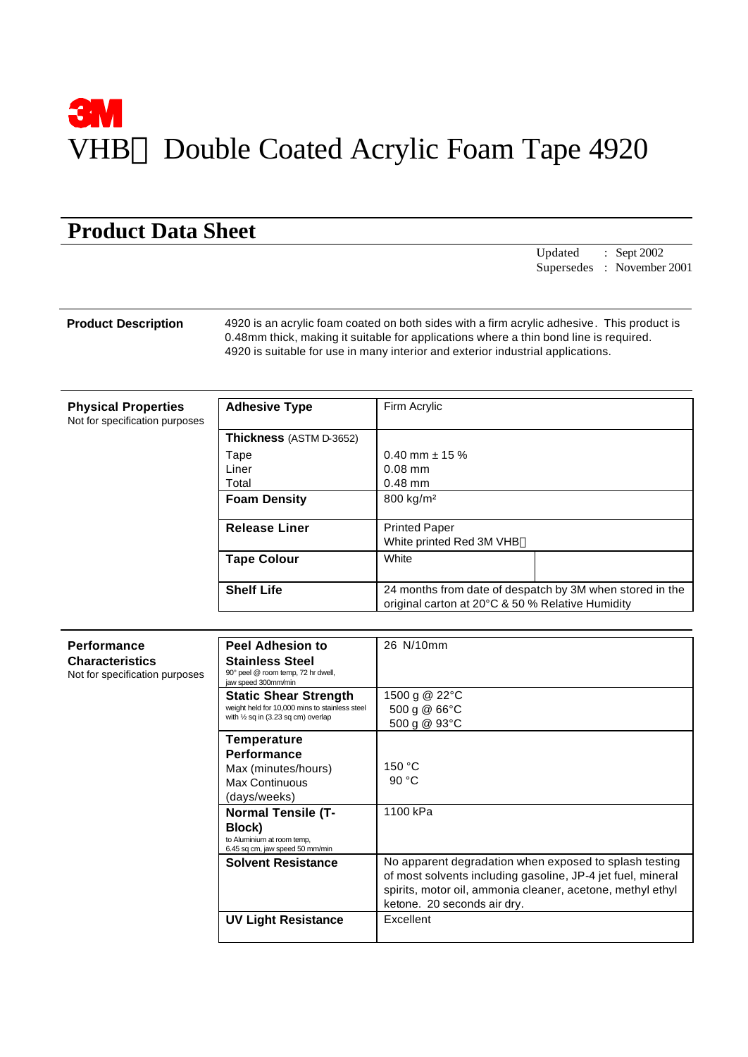3M

# VHB Double Coated Acrylic Foam Tape 4920

## Product Data Sheet

Updated : Sept 2002
Supersedes : November 2001

**Product Description**

4920 is an acrylic foam coated on both sides with a firm acrylic adhesive. This product is 0.48mm thick, making it suitable for applications where a thin bond line is required. 4920 is suitable for use in many interior and exterior industrial applications.

**Physical Properties**
Not for specification purposes

| Property | Value |
|---|---|
| **Adhesive Type** | Firm Acrylic |
| **Thickness** (ASTM D-3652)<br>Tape<br>Liner<br>Total | <br>0.40 mm ± 15 %<br>0.08 mm<br>0.48 mm |
| **Foam Density** | 800 kg/m² |
| **Release Liner** | Printed Paper<br>White printed Red 3M VHB |
| **Tape Colour** | White |
| **Shelf Life** | 24 months from date of despatch by 3M when stored in the original carton at 20°C & 50 % Relative Humidity |

**Performance Characteristics**
Not for specification purposes

| Property | Value |
|---|---|
| **Peel Adhesion to Stainless Steel**<br>90° peel @ room temp, 72 hr dwell, jaw speed 300mm/min | 26 N/10mm |
| **Static Shear Strength**<br>weight held for 10,000 mins to stainless steel with ½ sq in (3.23 sq cm) overlap | 1500 g @ 22°C<br>500 g @ 66°C<br>500 g @ 93°C |
| **Temperature Performance**<br>Max (minutes/hours)<br>Max Continuous (days/weeks) | <br>150 °C<br>90 °C |
| **Normal Tensile (T-Block)**<br>to Aluminium at room temp, 6.45 sq cm, jaw speed 50 mm/min | 1100 kPa |
| **Solvent Resistance** | No apparent degradation when exposed to splash testing of most solvents including gasoline, JP-4 jet fuel, mineral spirits, motor oil, ammonia cleaner, acetone, methyl ethyl ketone. 20 seconds air dry. |
| **UV Light Resistance** | Excellent |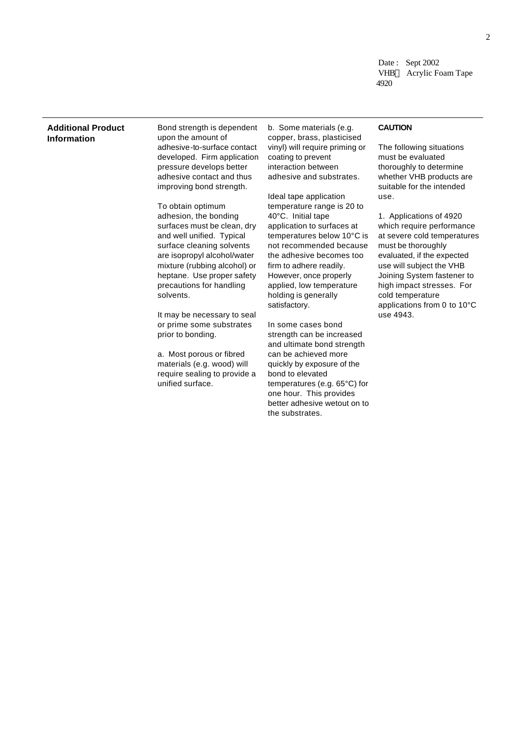## Additional Product Information

Bond strength is dependent upon the amount of adhesive-to-surface contact developed. Firm application pressure develops better adhesive contact and thus improving bond strength.

To obtain optimum adhesion, the bonding surfaces must be clean, dry and well unified. Typical surface cleaning solvents are isopropyl alcohol/water mixture (rubbing alcohol) or heptane. Use proper safety precautions for handling solvents.

It may be necessary to seal or prime some substrates prior to bonding.

a. Most porous or fibred materials (e.g. wood) will require sealing to provide a unified surface.

b. Some materials (e.g. copper, brass, plasticised vinyl) will require priming or coating to prevent interaction between adhesive and substrates.

Ideal tape application temperature range is 20 to 40°C. Initial tape application to surfaces at temperatures below 10°C is not recommended because the adhesive becomes too firm to adhere readily. However, once properly applied, low temperature holding is generally satisfactory.

In some cases bond strength can be increased and ultimate bond strength can be achieved more quickly by exposure of the bond to elevated temperatures (e.g. 65°C) for one hour. This provides better adhesive wetout on to the substrates.

**CAUTION**

The following situations must be evaluated thoroughly to determine whether VHB products are suitable for the intended use.

1. Applications of 4920 which require performance at severe cold temperatures must be thoroughly evaluated, if the expected use will subject the VHB Joining System fastener to high impact stresses. For cold temperature applications from 0 to 10°C use 4943.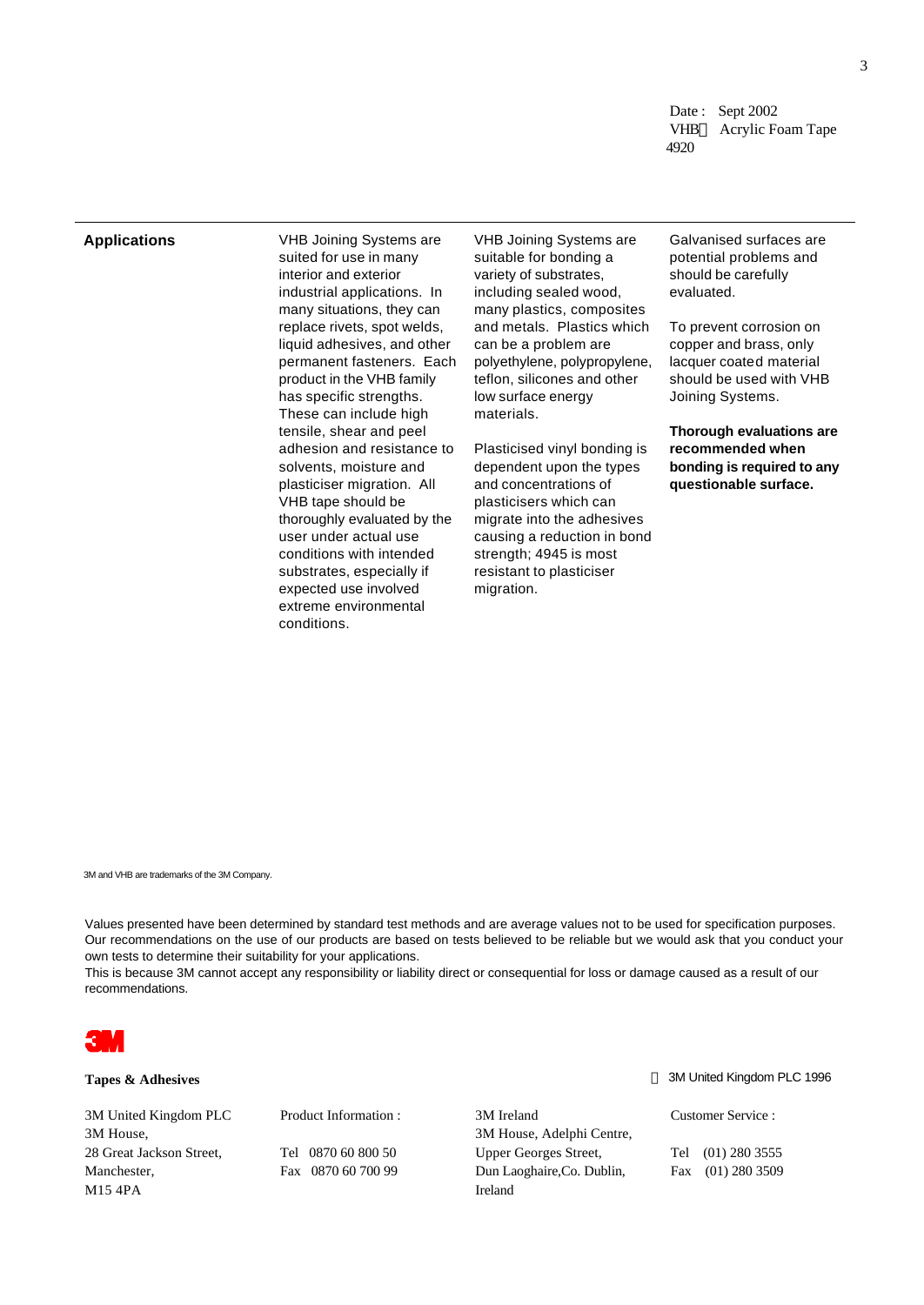Date : Sept 2002
VHB Acrylic Foam Tape 4920

## Applications

VHB Joining Systems are suited for use in many interior and exterior industrial applications. In many situations, they can replace rivets, spot welds, liquid adhesives, and other permanent fasteners. Each product in the VHB family has specific strengths. These can include high tensile, shear and peel adhesion and resistance to solvents, moisture and plasticiser migration. All VHB tape should be thoroughly evaluated by the user under actual use conditions with intended substrates, especially if expected use involved extreme environmental conditions.

VHB Joining Systems are suitable for bonding a variety of substrates, including sealed wood, many plastics, composites and metals. Plastics which can be a problem are polyethylene, polypropylene, teflon, silicones and other low surface energy materials.

Plasticised vinyl bonding is dependent upon the types and concentrations of plasticisers which can migrate into the adhesives causing a reduction in bond strength; 4945 is most resistant to plasticiser migration.

Galvanised surfaces are potential problems and should be carefully evaluated.

To prevent corrosion on copper and brass, only lacquer coated material should be used with VHB Joining Systems.

**Thorough evaluations are recommended when bonding is required to any questionable surface.**

3M and VHB are trademarks of the 3M Company.

Values presented have been determined by standard test methods and are average values not to be used for specification purposes. Our recommendations on the use of our products are based on tests believed to be reliable but we would ask that you conduct your own tests to determine their suitability for your applications.
This is because 3M cannot accept any responsibility or liability direct or consequential for loss or damage caused as a result of our recommendations.

3M

**Tapes & Adhesives**

© 3M United Kingdom PLC 1996

3M United Kingdom PLC
3M House,
28 Great Jackson Street,
Manchester,
M15 4PA

Product Information :

Tel 0870 60 800 50
Fax 0870 60 700 99

3M Ireland
3M House, Adelphi Centre,
Upper Georges Street,
Dun Laoghaire,Co. Dublin,
Ireland

Customer Service :

Tel (01) 280 3555
Fax (01) 280 3509